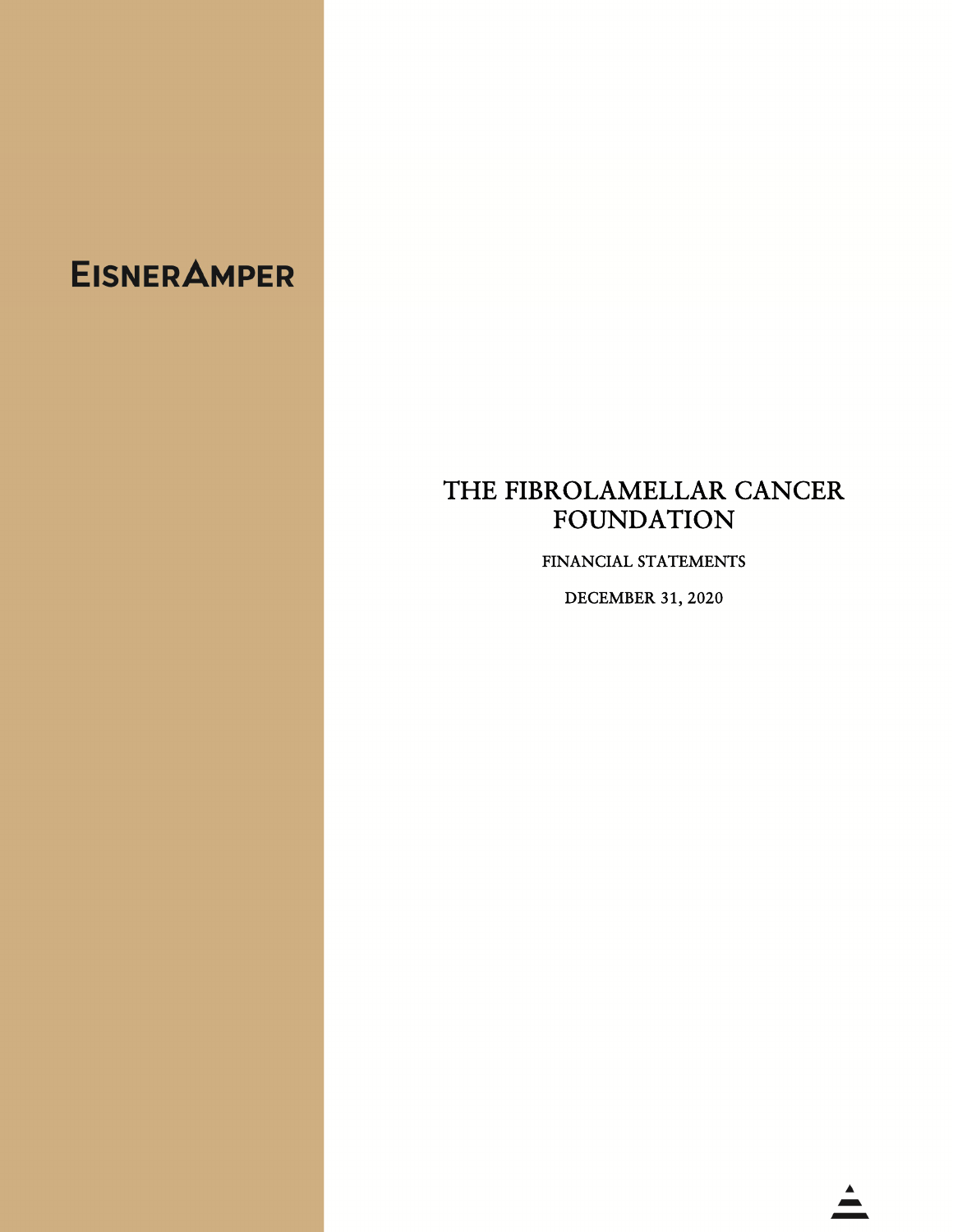EISNERAMPER

# THE FIBROLAMELLAR CANCER FOUNDATION

FINANCIAL STATEMENTS

DECEMBER 31, 2020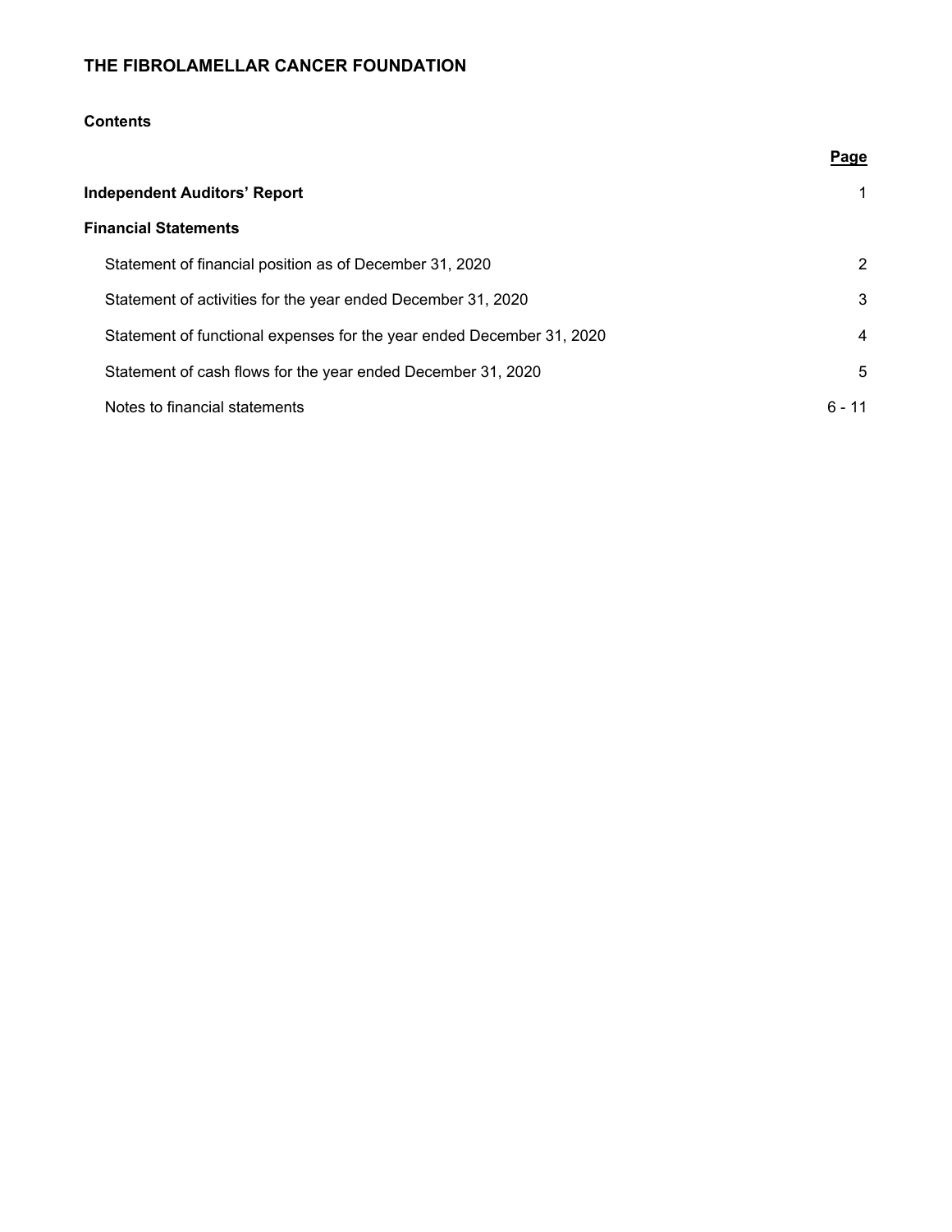# THE FIBROLAMELLAR CANCER FOUNDATION

## Contents

| | Page |
|---|---|
| **Independent Auditors' Report** | 1 |
| **Financial Statements** | |
| Statement of financial position as of December 31, 2020 | 2 |
| Statement of activities for the year ended December 31, 2020 | 3 |
| Statement of functional expenses for the year ended December 31, 2020 | 4 |
| Statement of cash flows for the year ended December 31, 2020 | 5 |
| Notes to financial statements | 6 - 11 |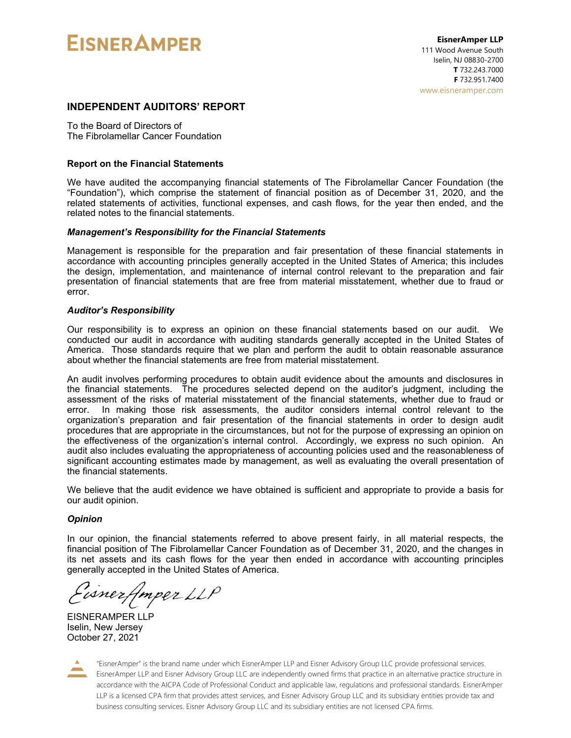**EisnerAmper LLP**
111 Wood Avenue South
Iselin, NJ 08830-2700
**T** 732.243.7000
**F** 732.951.7400
www.eisneramper.com

# INDEPENDENT AUDITORS' REPORT

To the Board of Directors of
The Fibrolamellar Cancer Foundation

## Report on the Financial Statements

We have audited the accompanying financial statements of The Fibrolamellar Cancer Foundation (the "Foundation"), which comprise the statement of financial position as of December 31, 2020, and the related statements of activities, functional expenses, and cash flows, for the year then ended, and the related notes to the financial statements.

### *Management's Responsibility for the Financial Statements*

Management is responsible for the preparation and fair presentation of these financial statements in accordance with accounting principles generally accepted in the United States of America; this includes the design, implementation, and maintenance of internal control relevant to the preparation and fair presentation of financial statements that are free from material misstatement, whether due to fraud or error.

### *Auditor's Responsibility*

Our responsibility is to express an opinion on these financial statements based on our audit. We conducted our audit in accordance with auditing standards generally accepted in the United States of America. Those standards require that we plan and perform the audit to obtain reasonable assurance about whether the financial statements are free from material misstatement.

An audit involves performing procedures to obtain audit evidence about the amounts and disclosures in the financial statements. The procedures selected depend on the auditor's judgment, including the assessment of the risks of material misstatement of the financial statements, whether due to fraud or error. In making those risk assessments, the auditor considers internal control relevant to the organization's preparation and fair presentation of the financial statements in order to design audit procedures that are appropriate in the circumstances, but not for the purpose of expressing an opinion on the effectiveness of the organization's internal control. Accordingly, we express no such opinion. An audit also includes evaluating the appropriateness of accounting policies used and the reasonableness of significant accounting estimates made by management, as well as evaluating the overall presentation of the financial statements.

We believe that the audit evidence we have obtained is sufficient and appropriate to provide a basis for our audit opinion.

### *Opinion*

In our opinion, the financial statements referred to above present fairly, in all material respects, the financial position of The Fibrolamellar Cancer Foundation as of December 31, 2020, and the changes in its net assets and its cash flows for the year then ended in accordance with accounting principles generally accepted in the United States of America.

*EisnerAmper LLP*

EISNERAMPER LLP
Iselin, New Jersey
October 27, 2021

"EisnerAmper" is the brand name under which EisnerAmper LLP and Eisner Advisory Group LLC provide professional services. EisnerAmper LLP and Eisner Advisory Group LLC are independently owned firms that practice in an alternative practice structure in accordance with the AICPA Code of Professional Conduct and applicable law, regulations and professional standards. EisnerAmper LLP is a licensed CPA firm that provides attest services, and Eisner Advisory Group LLC and its subsidiary entities provide tax and business consulting services. Eisner Advisory Group LLC and its subsidiary entities are not licensed CPA firms.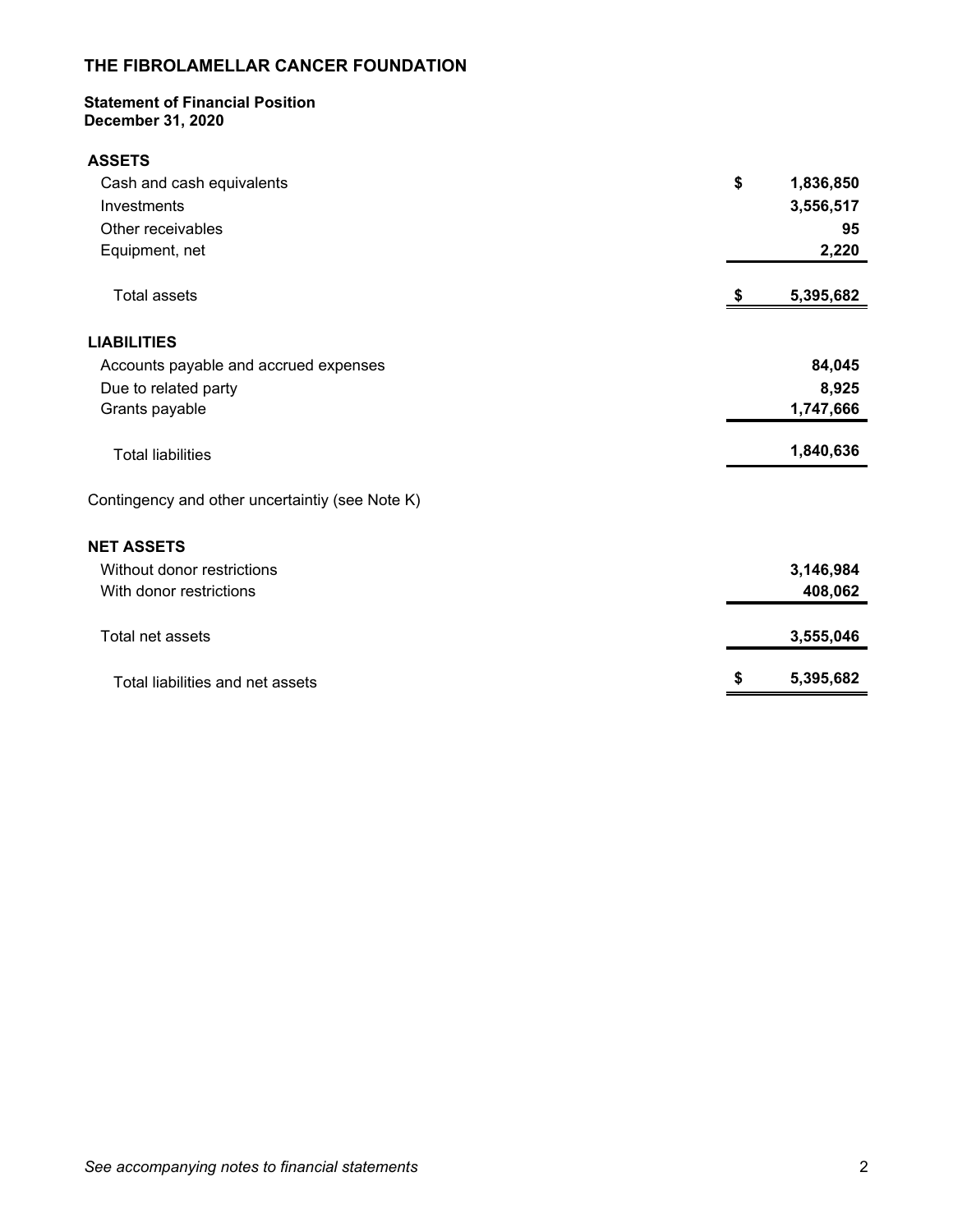# THE FIBROLAMELLAR CANCER FOUNDATION

**Statement of Financial Position**
**December 31, 2020**

| | |
|---|---|
| **ASSETS** | |
| Cash and cash equivalents | $ 1,836,850 |
| Investments | 3,556,517 |
| Other receivables | 95 |
| Equipment, net | 2,220 |
| Total assets | $ 5,395,682 |
| **LIABILITIES** | |
| Accounts payable and accrued expenses | 84,045 |
| Due to related party | 8,925 |
| Grants payable | 1,747,666 |
| Total liabilities | 1,840,636 |
| Contingency and other uncertaintiy (see Note K) | |
| **NET ASSETS** | |
| Without donor restrictions | 3,146,984 |
| With donor restrictions | 408,062 |
| Total net assets | 3,555,046 |
| Total liabilities and net assets | $ 5,395,682 |

*See accompanying notes to financial statements*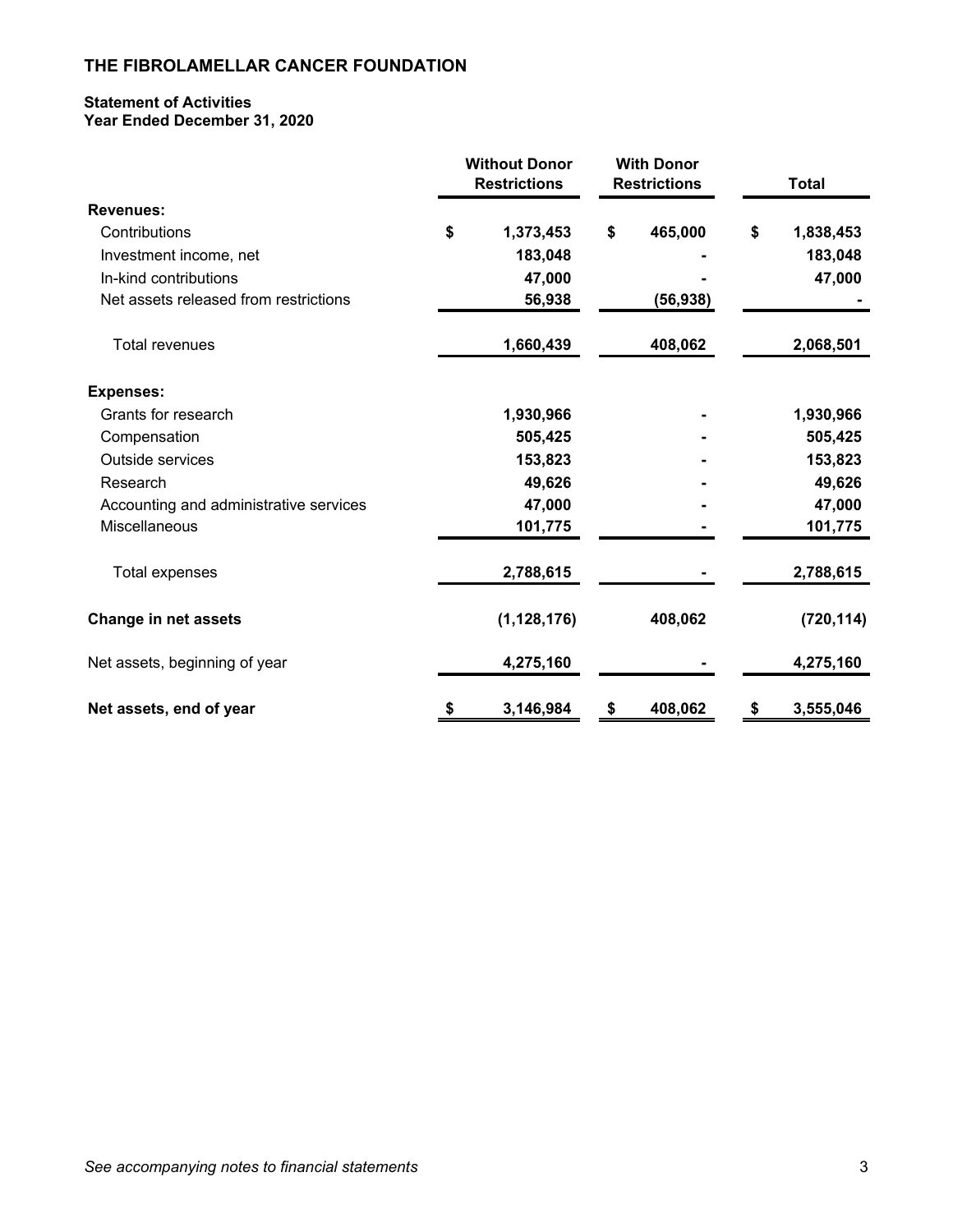# THE FIBROLAMELLAR CANCER FOUNDATION

**Statement of Activities**
**Year Ended December 31, 2020**

| | Without Donor Restrictions | With Donor Restrictions | Total |
|---|---|---|---|
| **Revenues:** | | | |
| Contributions | $ 1,373,453 | $ 465,000 | $ 1,838,453 |
| Investment income, net | 183,048 | - | 183,048 |
| In-kind contributions | 47,000 | - | 47,000 |
| Net assets released from restrictions | 56,938 | (56,938) | - |
| Total revenues | 1,660,439 | 408,062 | 2,068,501 |
| **Expenses:** | | | |
| Grants for research | 1,930,966 | - | 1,930,966 |
| Compensation | 505,425 | - | 505,425 |
| Outside services | 153,823 | - | 153,823 |
| Research | 49,626 | - | 49,626 |
| Accounting and administrative services | 47,000 | - | 47,000 |
| Miscellaneous | 101,775 | - | 101,775 |
| Total expenses | 2,788,615 | - | 2,788,615 |
| **Change in net assets** | (1,128,176) | 408,062 | (720,114) |
| Net assets, beginning of year | 4,275,160 | - | 4,275,160 |
| **Net assets, end of year** | $ 3,146,984 | $ 408,062 | $ 3,555,046 |

*See accompanying notes to financial statements*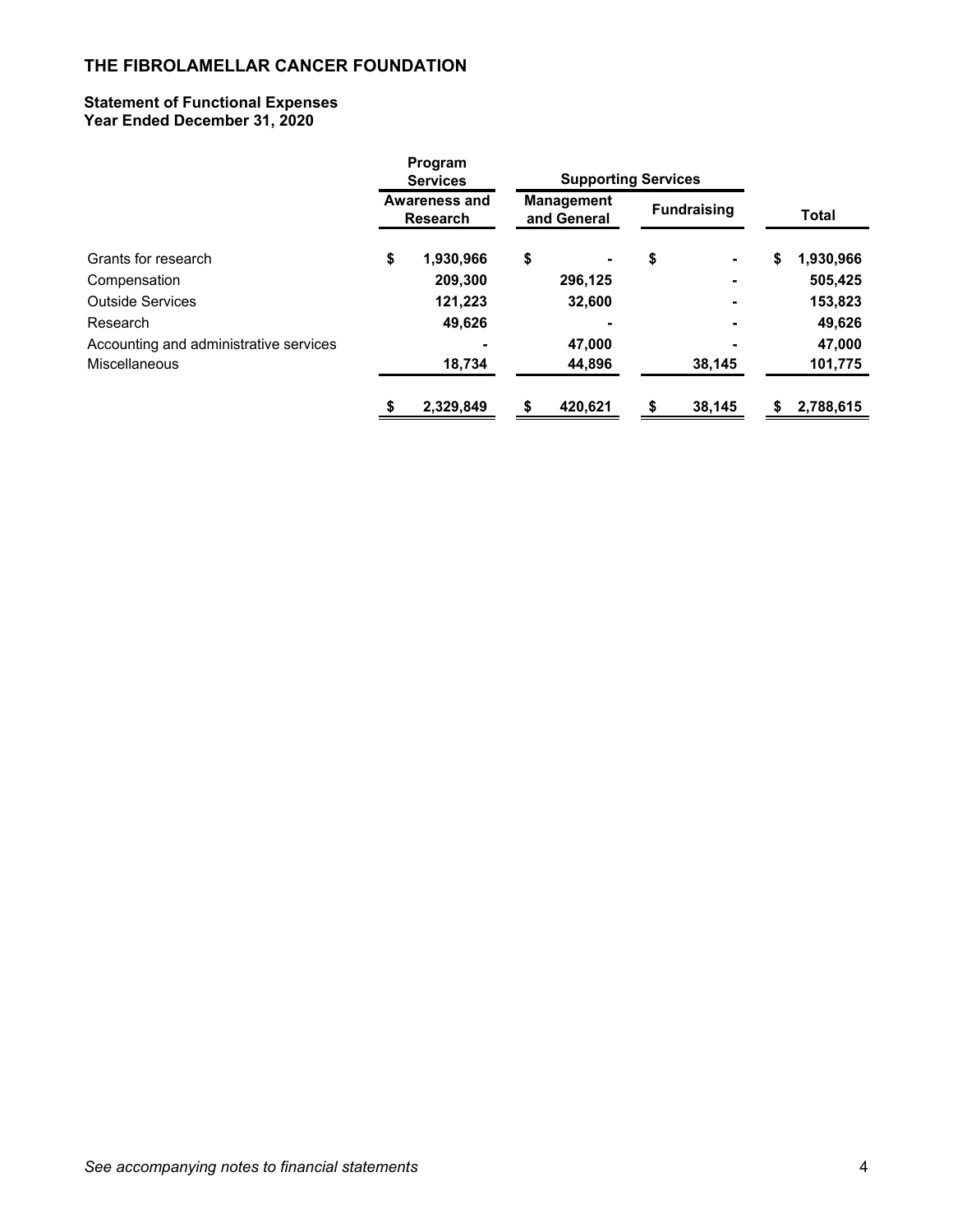# THE FIBROLAMELLAR CANCER FOUNDATION

## Statement of Functional Expenses
## Year Ended December 31, 2020

| | Program Services | Supporting Services | | |
|---|---|---|---|---|
| | Awareness and Research | Management and General | Fundraising | Total |
| Grants for research | $ 1,930,966 | $ - | $ - | $ 1,930,966 |
| Compensation | 209,300 | 296,125 | - | 505,425 |
| Outside Services | 121,223 | 32,600 | - | 153,823 |
| Research | 49,626 | - | - | 49,626 |
| Accounting and administrative services | - | 47,000 | - | 47,000 |
| Miscellaneous | 18,734 | 44,896 | 38,145 | 101,775 |
| | $ 2,329,849 | $ 420,621 | $ 38,145 | $ 2,788,615 |

*See accompanying notes to financial statements*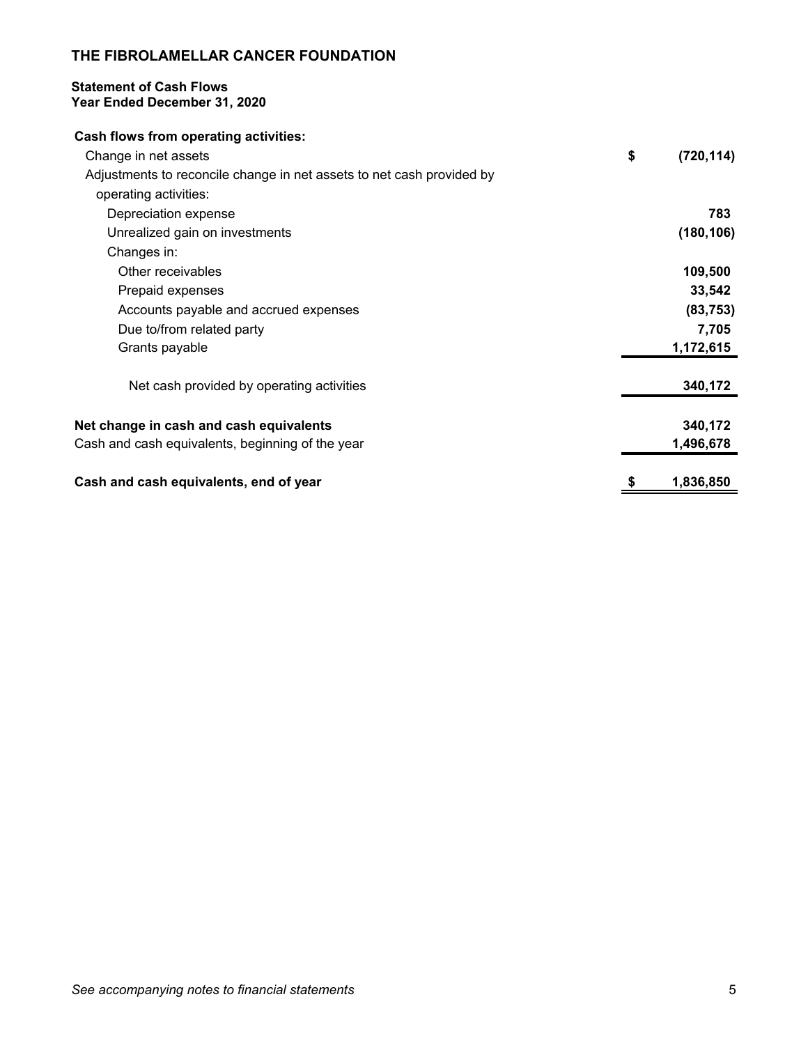**THE FIBROLAMELLAR CANCER FOUNDATION**

**Statement of Cash Flows**
**Year Ended December 31, 2020**

| | |
|---|---|
| **Cash flows from operating activities:** | |
| Change in net assets | $ (720,114) |
| Adjustments to reconcile change in net assets to net cash provided by operating activities: | |
| Depreciation expense | 783 |
| Unrealized gain on investments | (180,106) |
| Changes in: | |
| Other receivables | 109,500 |
| Prepaid expenses | 33,542 |
| Accounts payable and accrued expenses | (83,753) |
| Due to/from related party | 7,705 |
| Grants payable | 1,172,615 |
| Net cash provided by operating activities | 340,172 |
| **Net change in cash and cash equivalents** | 340,172 |
| Cash and cash equivalents, beginning of the year | 1,496,678 |
| **Cash and cash equivalents, end of year** | $ 1,836,850 |

*See accompanying notes to financial statements*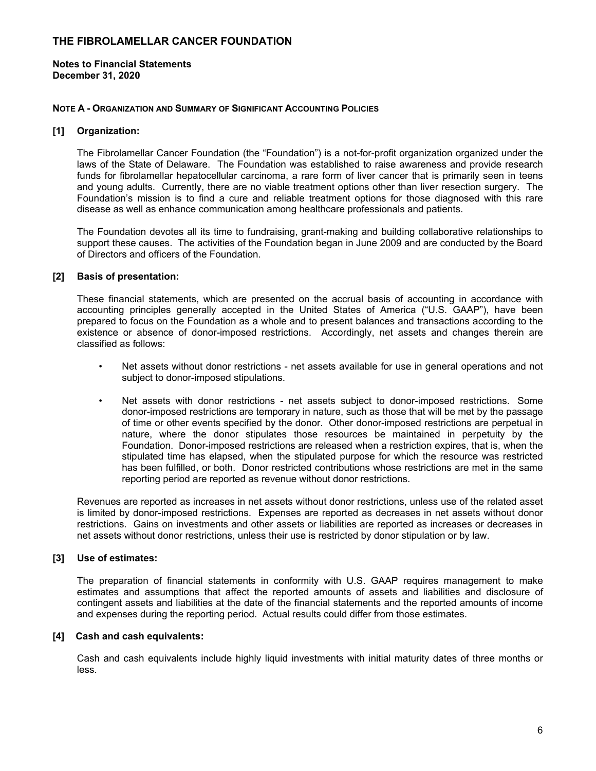# THE FIBROLAMELLAR CANCER FOUNDATION

**Notes to Financial Statements**
**December 31, 2020**

**NOTE A - ORGANIZATION AND SUMMARY OF SIGNIFICANT ACCOUNTING POLICIES**

**[1] Organization:**

The Fibrolamellar Cancer Foundation (the "Foundation") is a not-for-profit organization organized under the laws of the State of Delaware. The Foundation was established to raise awareness and provide research funds for fibrolamellar hepatocellular carcinoma, a rare form of liver cancer that is primarily seen in teens and young adults. Currently, there are no viable treatment options other than liver resection surgery. The Foundation's mission is to find a cure and reliable treatment options for those diagnosed with this rare disease as well as enhance communication among healthcare professionals and patients.

The Foundation devotes all its time to fundraising, grant-making and building collaborative relationships to support these causes. The activities of the Foundation began in June 2009 and are conducted by the Board of Directors and officers of the Foundation.

**[2] Basis of presentation:**

These financial statements, which are presented on the accrual basis of accounting in accordance with accounting principles generally accepted in the United States of America ("U.S. GAAP"), have been prepared to focus on the Foundation as a whole and to present balances and transactions according to the existence or absence of donor-imposed restrictions. Accordingly, net assets and changes therein are classified as follows:

- Net assets without donor restrictions - net assets available for use in general operations and not subject to donor-imposed stipulations.
- Net assets with donor restrictions - net assets subject to donor-imposed restrictions. Some donor-imposed restrictions are temporary in nature, such as those that will be met by the passage of time or other events specified by the donor. Other donor-imposed restrictions are perpetual in nature, where the donor stipulates those resources be maintained in perpetuity by the Foundation. Donor-imposed restrictions are released when a restriction expires, that is, when the stipulated time has elapsed, when the stipulated purpose for which the resource was restricted has been fulfilled, or both. Donor restricted contributions whose restrictions are met in the same reporting period are reported as revenue without donor restrictions.

Revenues are reported as increases in net assets without donor restrictions, unless use of the related asset is limited by donor-imposed restrictions. Expenses are reported as decreases in net assets without donor restrictions. Gains on investments and other assets or liabilities are reported as increases or decreases in net assets without donor restrictions, unless their use is restricted by donor stipulation or by law.

**[3] Use of estimates:**

The preparation of financial statements in conformity with U.S. GAAP requires management to make estimates and assumptions that affect the reported amounts of assets and liabilities and disclosure of contingent assets and liabilities at the date of the financial statements and the reported amounts of income and expenses during the reporting period. Actual results could differ from those estimates.

**[4] Cash and cash equivalents:**

Cash and cash equivalents include highly liquid investments with initial maturity dates of three months or less.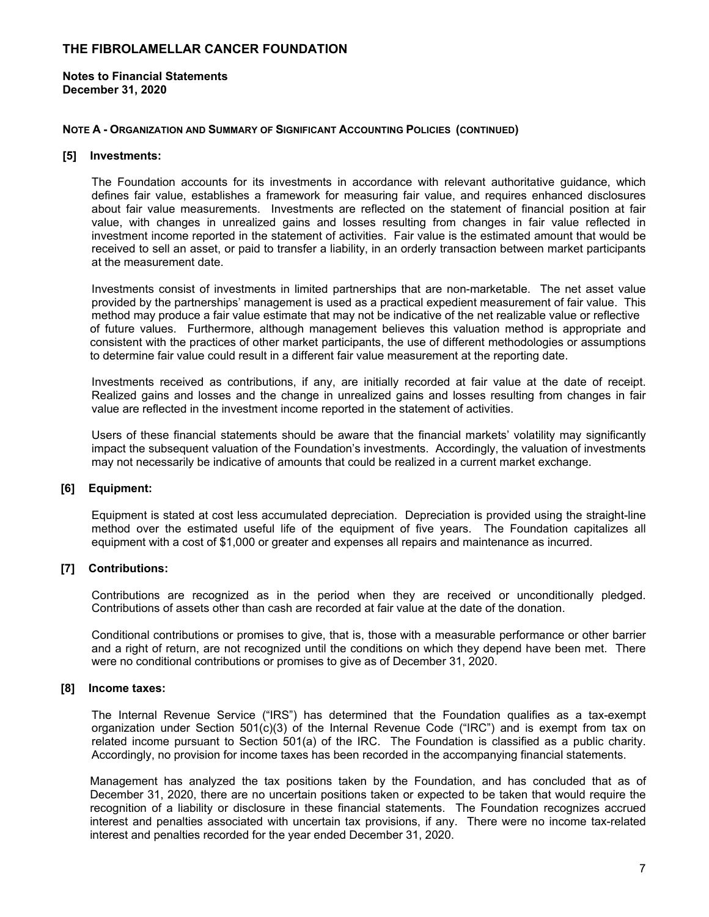# THE FIBROLAMELLAR CANCER FOUNDATION

**Notes to Financial Statements**
**December 31, 2020**

**NOTE A - ORGANIZATION AND SUMMARY OF SIGNIFICANT ACCOUNTING POLICIES (CONTINUED)**

**[5] Investments:**

The Foundation accounts for its investments in accordance with relevant authoritative guidance, which defines fair value, establishes a framework for measuring fair value, and requires enhanced disclosures about fair value measurements. Investments are reflected on the statement of financial position at fair value, with changes in unrealized gains and losses resulting from changes in fair value reflected in investment income reported in the statement of activities. Fair value is the estimated amount that would be received to sell an asset, or paid to transfer a liability, in an orderly transaction between market participants at the measurement date.

Investments consist of investments in limited partnerships that are non-marketable. The net asset value provided by the partnerships' management is used as a practical expedient measurement of fair value. This method may produce a fair value estimate that may not be indicative of the net realizable value or reflective of future values. Furthermore, although management believes this valuation method is appropriate and consistent with the practices of other market participants, the use of different methodologies or assumptions to determine fair value could result in a different fair value measurement at the reporting date.

Investments received as contributions, if any, are initially recorded at fair value at the date of receipt. Realized gains and losses and the change in unrealized gains and losses resulting from changes in fair value are reflected in the investment income reported in the statement of activities.

Users of these financial statements should be aware that the financial markets' volatility may significantly impact the subsequent valuation of the Foundation's investments. Accordingly, the valuation of investments may not necessarily be indicative of amounts that could be realized in a current market exchange.

**[6] Equipment:**

Equipment is stated at cost less accumulated depreciation. Depreciation is provided using the straight-line method over the estimated useful life of the equipment of five years. The Foundation capitalizes all equipment with a cost of $1,000 or greater and expenses all repairs and maintenance as incurred.

**[7] Contributions:**

Contributions are recognized as in the period when they are received or unconditionally pledged. Contributions of assets other than cash are recorded at fair value at the date of the donation.

Conditional contributions or promises to give, that is, those with a measurable performance or other barrier and a right of return, are not recognized until the conditions on which they depend have been met. There were no conditional contributions or promises to give as of December 31, 2020.

**[8] Income taxes:**

The Internal Revenue Service ("IRS") has determined that the Foundation qualifies as a tax-exempt organization under Section 501(c)(3) of the Internal Revenue Code ("IRC") and is exempt from tax on related income pursuant to Section 501(a) of the IRC. The Foundation is classified as a public charity. Accordingly, no provision for income taxes has been recorded in the accompanying financial statements.

Management has analyzed the tax positions taken by the Foundation, and has concluded that as of December 31, 2020, there are no uncertain positions taken or expected to be taken that would require the recognition of a liability or disclosure in these financial statements. The Foundation recognizes accrued interest and penalties associated with uncertain tax provisions, if any. There were no income tax-related interest and penalties recorded for the year ended December 31, 2020.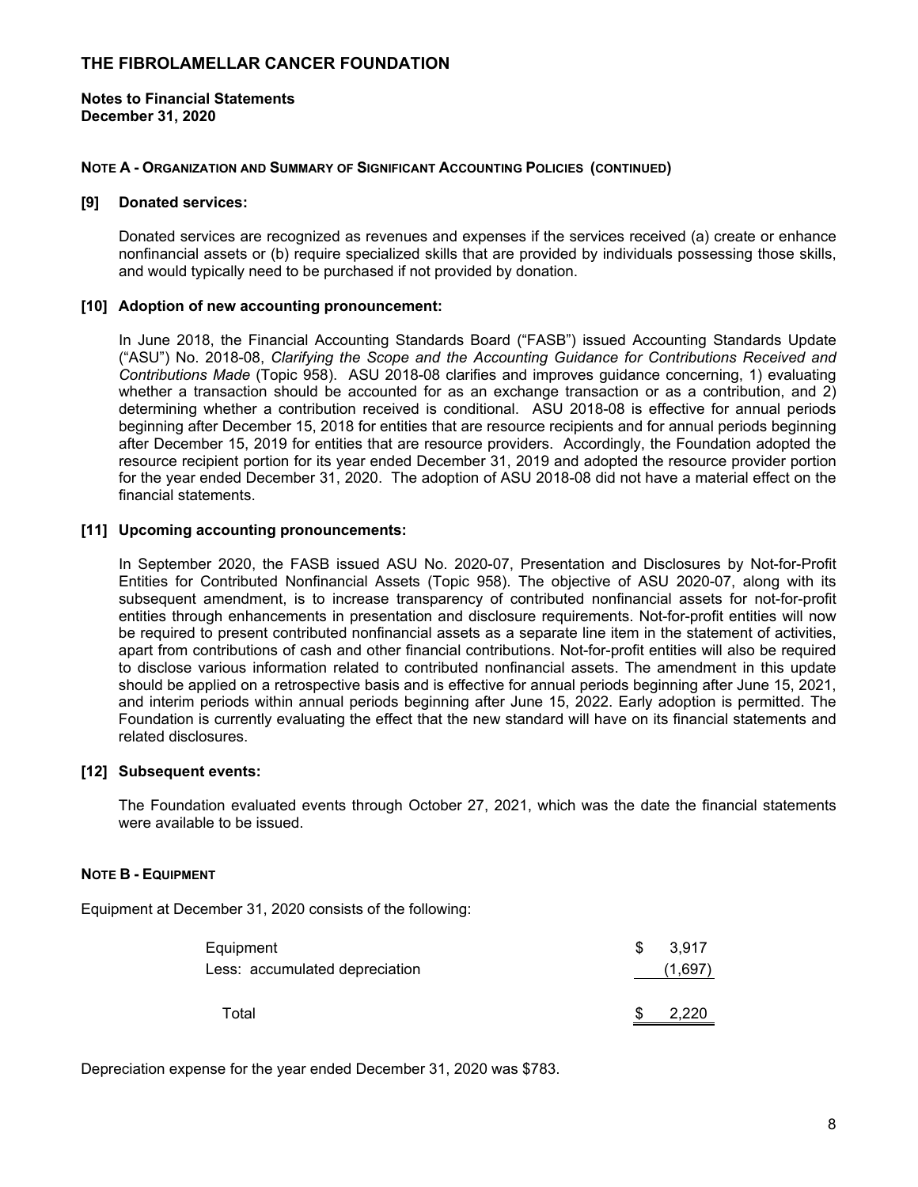# THE FIBROLAMELLAR CANCER FOUNDATION

**Notes to Financial Statements**
**December 31, 2020**

**NOTE A - ORGANIZATION AND SUMMARY OF SIGNIFICANT ACCOUNTING POLICIES (CONTINUED)**

**[9] Donated services:**

Donated services are recognized as revenues and expenses if the services received (a) create or enhance nonfinancial assets or (b) require specialized skills that are provided by individuals possessing those skills, and would typically need to be purchased if not provided by donation.

**[10] Adoption of new accounting pronouncement:**

In June 2018, the Financial Accounting Standards Board ("FASB") issued Accounting Standards Update ("ASU") No. 2018-08, *Clarifying the Scope and the Accounting Guidance for Contributions Received and Contributions Made* (Topic 958). ASU 2018-08 clarifies and improves guidance concerning, 1) evaluating whether a transaction should be accounted for as an exchange transaction or as a contribution, and 2) determining whether a contribution received is conditional. ASU 2018-08 is effective for annual periods beginning after December 15, 2018 for entities that are resource recipients and for annual periods beginning after December 15, 2019 for entities that are resource providers. Accordingly, the Foundation adopted the resource recipient portion for its year ended December 31, 2019 and adopted the resource provider portion for the year ended December 31, 2020. The adoption of ASU 2018-08 did not have a material effect on the financial statements.

**[11] Upcoming accounting pronouncements:**

In September 2020, the FASB issued ASU No. 2020-07, Presentation and Disclosures by Not-for-Profit Entities for Contributed Nonfinancial Assets (Topic 958). The objective of ASU 2020-07, along with its subsequent amendment, is to increase transparency of contributed nonfinancial assets for not-for-profit entities through enhancements in presentation and disclosure requirements. Not-for-profit entities will now be required to present contributed nonfinancial assets as a separate line item in the statement of activities, apart from contributions of cash and other financial contributions. Not-for-profit entities will also be required to disclose various information related to contributed nonfinancial assets. The amendment in this update should be applied on a retrospective basis and is effective for annual periods beginning after June 15, 2021, and interim periods within annual periods beginning after June 15, 2022. Early adoption is permitted. The Foundation is currently evaluating the effect that the new standard will have on its financial statements and related disclosures.

**[12] Subsequent events:**

The Foundation evaluated events through October 27, 2021, which was the date the financial statements were available to be issued.

**NOTE B - EQUIPMENT**

Equipment at December 31, 2020 consists of the following:

| | |
|---|---|
| Equipment | $ 3,917 |
| Less: accumulated depreciation | (1,697) |
| Total | $ 2,220 |

Depreciation expense for the year ended December 31, 2020 was $783.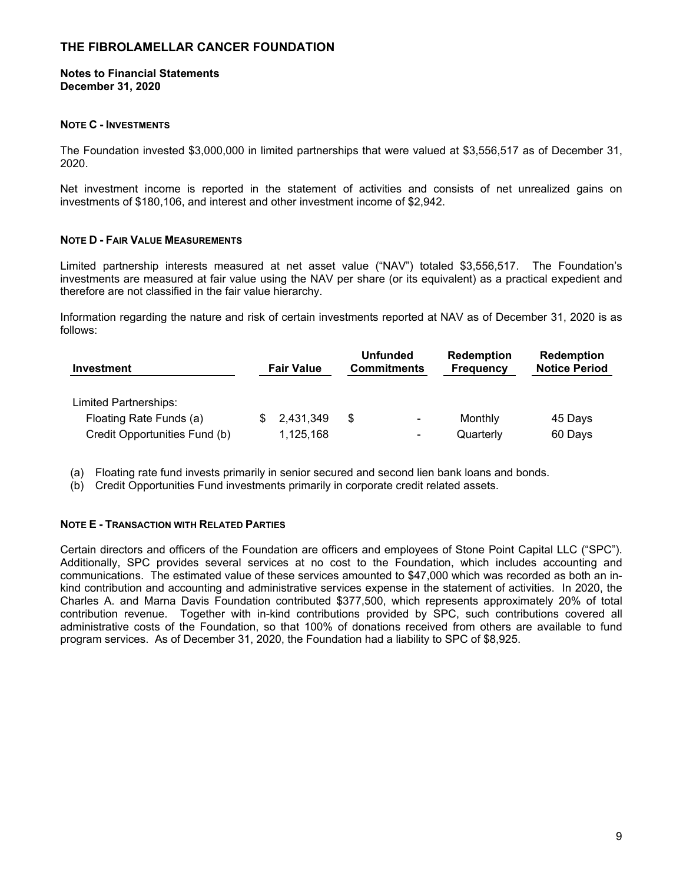# THE FIBROLAMELLAR CANCER FOUNDATION

**Notes to Financial Statements**
**December 31, 2020**

### NOTE C - INVESTMENTS

The Foundation invested $3,000,000 in limited partnerships that were valued at $3,556,517 as of December 31, 2020.

Net investment income is reported in the statement of activities and consists of net unrealized gains on investments of $180,106, and interest and other investment income of $2,942.

### NOTE D - FAIR VALUE MEASUREMENTS

Limited partnership interests measured at net asset value ("NAV") totaled $3,556,517. The Foundation's investments are measured at fair value using the NAV per share (or its equivalent) as a practical expedient and therefore are not classified in the fair value hierarchy.

Information regarding the nature and risk of certain investments reported at NAV as of December 31, 2020 is as follows:

| Investment | Fair Value | Unfunded Commitments | Redemption Frequency | Redemption Notice Period |
|---|---|---|---|---|
| Limited Partnerships: | | | | |
| Floating Rate Funds (a) | $ 2,431,349 | $ - | Monthly | 45 Days |
| Credit Opportunities Fund (b) | 1,125,168 | - | Quarterly | 60 Days |

(a) Floating rate fund invests primarily in senior secured and second lien bank loans and bonds.
(b) Credit Opportunities Fund investments primarily in corporate credit related assets.

### NOTE E - TRANSACTION WITH RELATED PARTIES

Certain directors and officers of the Foundation are officers and employees of Stone Point Capital LLC ("SPC"). Additionally, SPC provides several services at no cost to the Foundation, which includes accounting and communications. The estimated value of these services amounted to $47,000 which was recorded as both an in-kind contribution and accounting and administrative services expense in the statement of activities. In 2020, the Charles A. and Marna Davis Foundation contributed $377,500, which represents approximately 20% of total contribution revenue. Together with in-kind contributions provided by SPC, such contributions covered all administrative costs of the Foundation, so that 100% of donations received from others are available to fund program services. As of December 31, 2020, the Foundation had a liability to SPC of $8,925.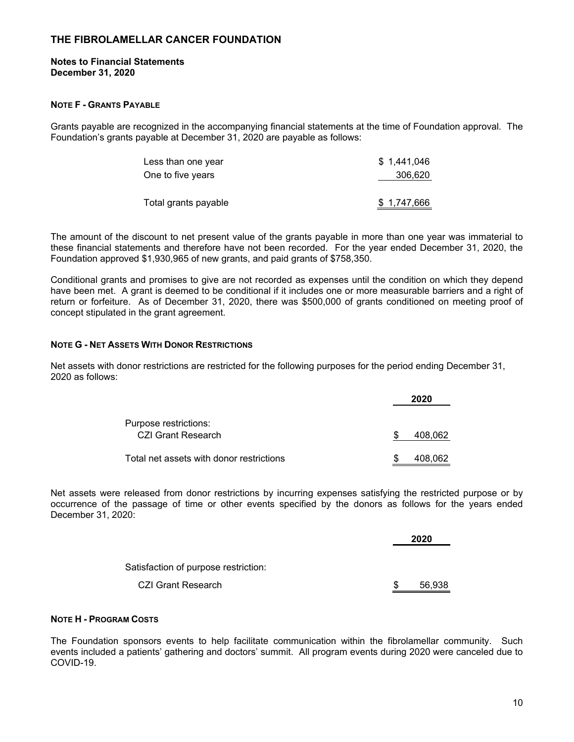# THE FIBROLAMELLAR CANCER FOUNDATION

**Notes to Financial Statements**
**December 31, 2020**

### NOTE F - GRANTS PAYABLE

Grants payable are recognized in the accompanying financial statements at the time of Foundation approval. The Foundation's grants payable at December 31, 2020 are payable as follows:

| | |
|---|---|
| Less than one year | $ 1,441,046 |
| One to five years | 306,620 |
| Total grants payable | $ 1,747,666 |

The amount of the discount to net present value of the grants payable in more than one year was immaterial to these financial statements and therefore have not been recorded. For the year ended December 31, 2020, the Foundation approved $1,930,965 of new grants, and paid grants of $758,350.

Conditional grants and promises to give are not recorded as expenses until the condition on which they depend have been met. A grant is deemed to be conditional if it includes one or more measurable barriers and a right of return or forfeiture. As of December 31, 2020, there was $500,000 of grants conditioned on meeting proof of concept stipulated in the grant agreement.

### NOTE G - NET ASSETS WITH DONOR RESTRICTIONS

Net assets with donor restrictions are restricted for the following purposes for the period ending December 31, 2020 as follows:

| | 2020 |
|---|---|
| Purpose restrictions: | |
| CZI Grant Research | $ 408,062 |
| Total net assets with donor restrictions | $ 408,062 |

Net assets were released from donor restrictions by incurring expenses satisfying the restricted purpose or by occurrence of the passage of time or other events specified by the donors as follows for the years ended December 31, 2020:

| | 2020 |
|---|---|
| Satisfaction of purpose restriction: | |
| CZI Grant Research | $ 56,938 |

### NOTE H - PROGRAM COSTS

The Foundation sponsors events to help facilitate communication within the fibrolamellar community. Such events included a patients' gathering and doctors' summit. All program events during 2020 were canceled due to COVID-19.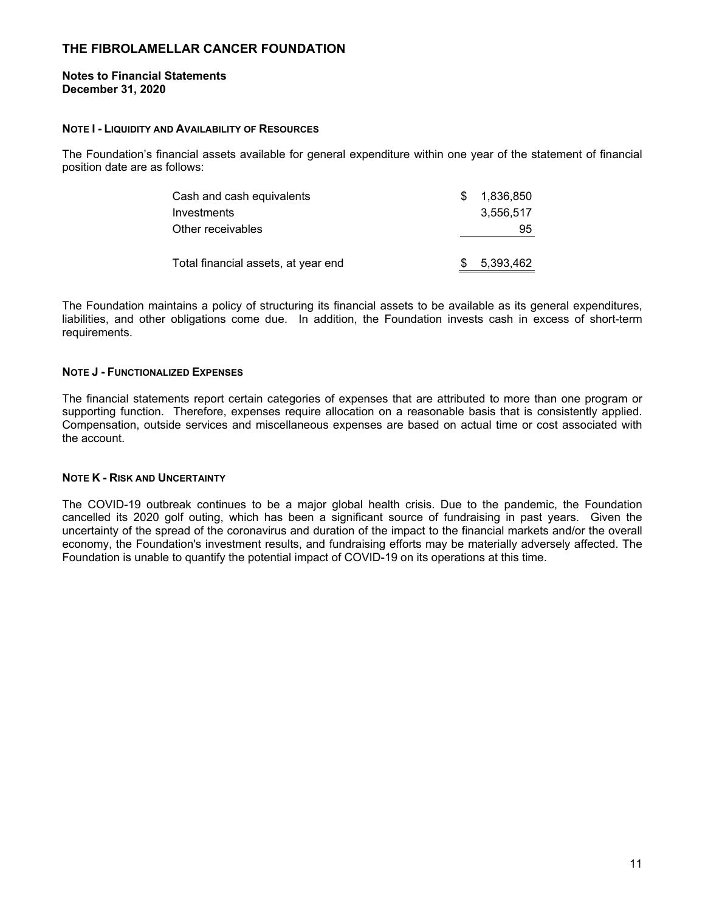# THE FIBROLAMELLAR CANCER FOUNDATION

**Notes to Financial Statements**
**December 31, 2020**

**NOTE I - LIQUIDITY AND AVAILABILITY OF RESOURCES**

The Foundation's financial assets available for general expenditure within one year of the statement of financial position date are as follows:

| | |
|---|---|
| Cash and cash equivalents | $ 1,836,850 |
| Investments | 3,556,517 |
| Other receivables | 95 |
| Total financial assets, at year end | $ 5,393,462 |

The Foundation maintains a policy of structuring its financial assets to be available as its general expenditures, liabilities, and other obligations come due. In addition, the Foundation invests cash in excess of short-term requirements.

**NOTE J - FUNCTIONALIZED EXPENSES**

The financial statements report certain categories of expenses that are attributed to more than one program or supporting function. Therefore, expenses require allocation on a reasonable basis that is consistently applied. Compensation, outside services and miscellaneous expenses are based on actual time or cost associated with the account.

**NOTE K - RISK AND UNCERTAINTY**

The COVID-19 outbreak continues to be a major global health crisis. Due to the pandemic, the Foundation cancelled its 2020 golf outing, which has been a significant source of fundraising in past years. Given the uncertainty of the spread of the coronavirus and duration of the impact to the financial markets and/or the overall economy, the Foundation's investment results, and fundraising efforts may be materially adversely affected. The Foundation is unable to quantify the potential impact of COVID-19 on its operations at this time.